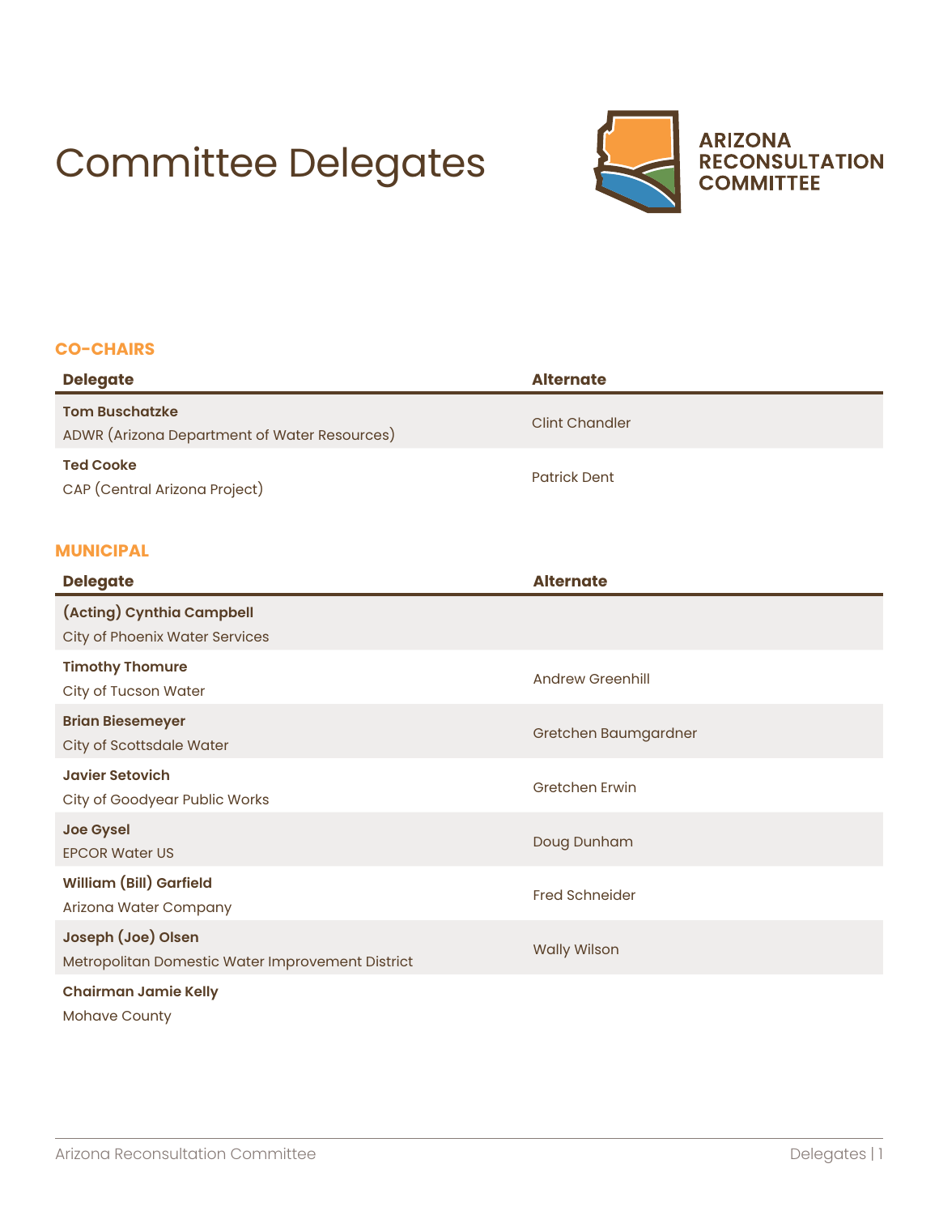# Committee Delegates

**ARIZONA RECONSULTATION COMMITTEE**

## CO-CHAIRS

| Delegate | Alternate |
|---|---|
| **Tom Buschatzke**<br>ADWR (Arizona Department of Water Resources) | Clint Chandler |
| **Ted Cooke**<br>CAP (Central Arizona Project) | Patrick Dent |

## MUNICIPAL

| Delegate | Alternate |
|---|---|
| **(Acting) Cynthia Campbell**<br>City of Phoenix Water Services | |
| **Timothy Thomure**<br>City of Tucson Water | Andrew Greenhill |
| **Brian Biesemeyer**<br>City of Scottsdale Water | Gretchen Baumgardner |
| **Javier Setovich**<br>City of Goodyear Public Works | Gretchen Erwin |
| **Joe Gysel**<br>EPCOR Water US | Doug Dunham |
| **William (Bill) Garfield**<br>Arizona Water Company | Fred Schneider |
| **Joseph (Joe) Olsen**<br>Metropolitan Domestic Water Improvement District | Wally Wilson |
| **Chairman Jamie Kelly**<br>Mohave County | |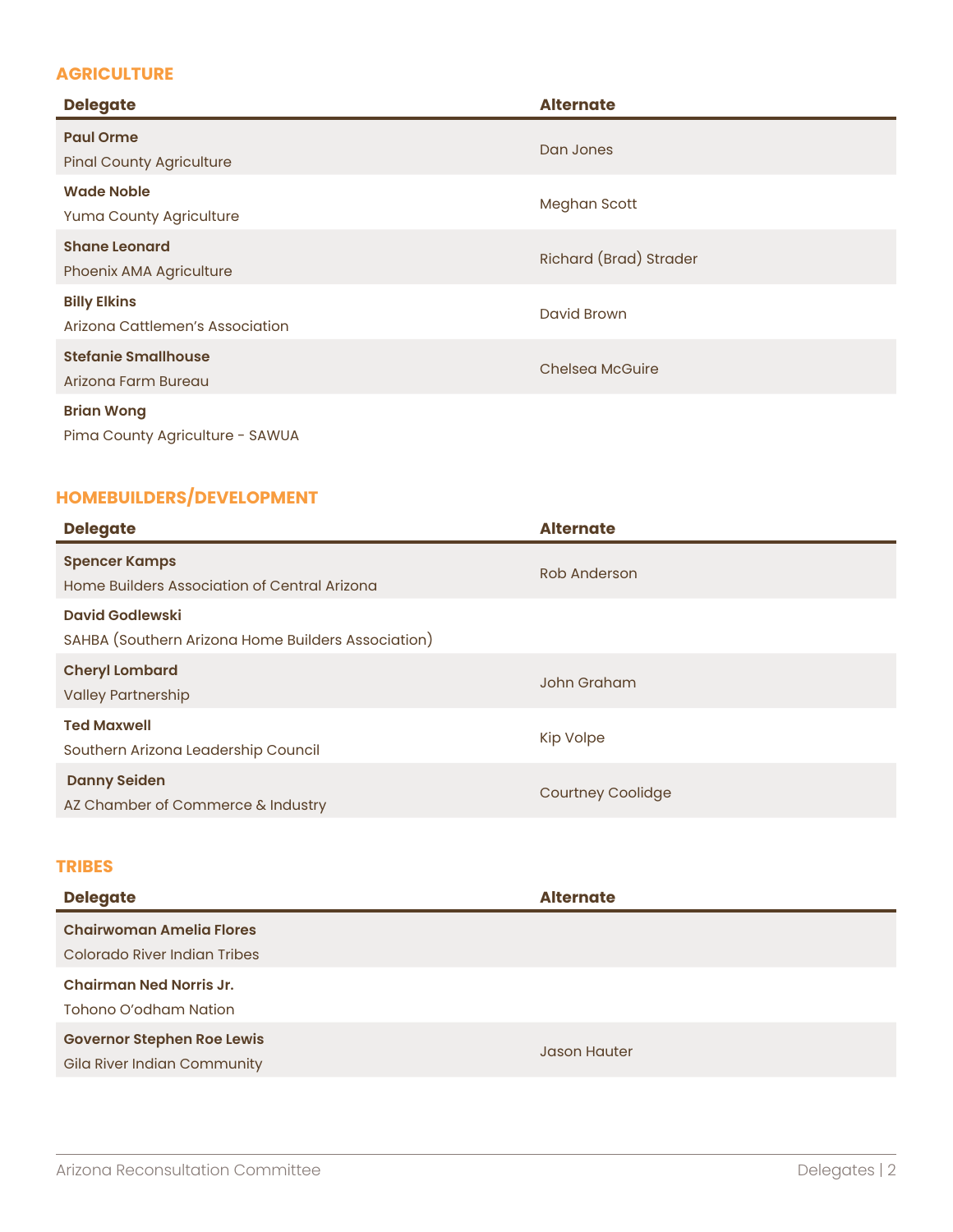## AGRICULTURE

| Delegate | Alternate |
| --- | --- |
| **Paul Orme**<br>Pinal County Agriculture | Dan Jones |
| **Wade Noble**<br>Yuma County Agriculture | Meghan Scott |
| **Shane Leonard**<br>Phoenix AMA Agriculture | Richard (Brad) Strader |
| **Billy Elkins**<br>Arizona Cattlemen's Association | David Brown |
| **Stefanie Smallhouse**<br>Arizona Farm Bureau | Chelsea McGuire |
| **Brian Wong**<br>Pima County Agriculture - SAWUA | |

## HOMEBUILDERS/DEVELOPMENT

| Delegate | Alternate |
| --- | --- |
| **Spencer Kamps**<br>Home Builders Association of Central Arizona | Rob Anderson |
| **David Godlewski**<br>SAHBA (Southern Arizona Home Builders Association) | |
| **Cheryl Lombard**<br>Valley Partnership | John Graham |
| **Ted Maxwell**<br>Southern Arizona Leadership Council | Kip Volpe |
| **Danny Seiden**<br>AZ Chamber of Commerce & Industry | Courtney Coolidge |

## TRIBES

| Delegate | Alternate |
| --- | --- |
| **Chairwoman Amelia Flores**<br>Colorado River Indian Tribes | |
| **Chairman Ned Norris Jr.**<br>Tohono O'odham Nation | |
| **Governor Stephen Roe Lewis**<br>Gila River Indian Community | Jason Hauter |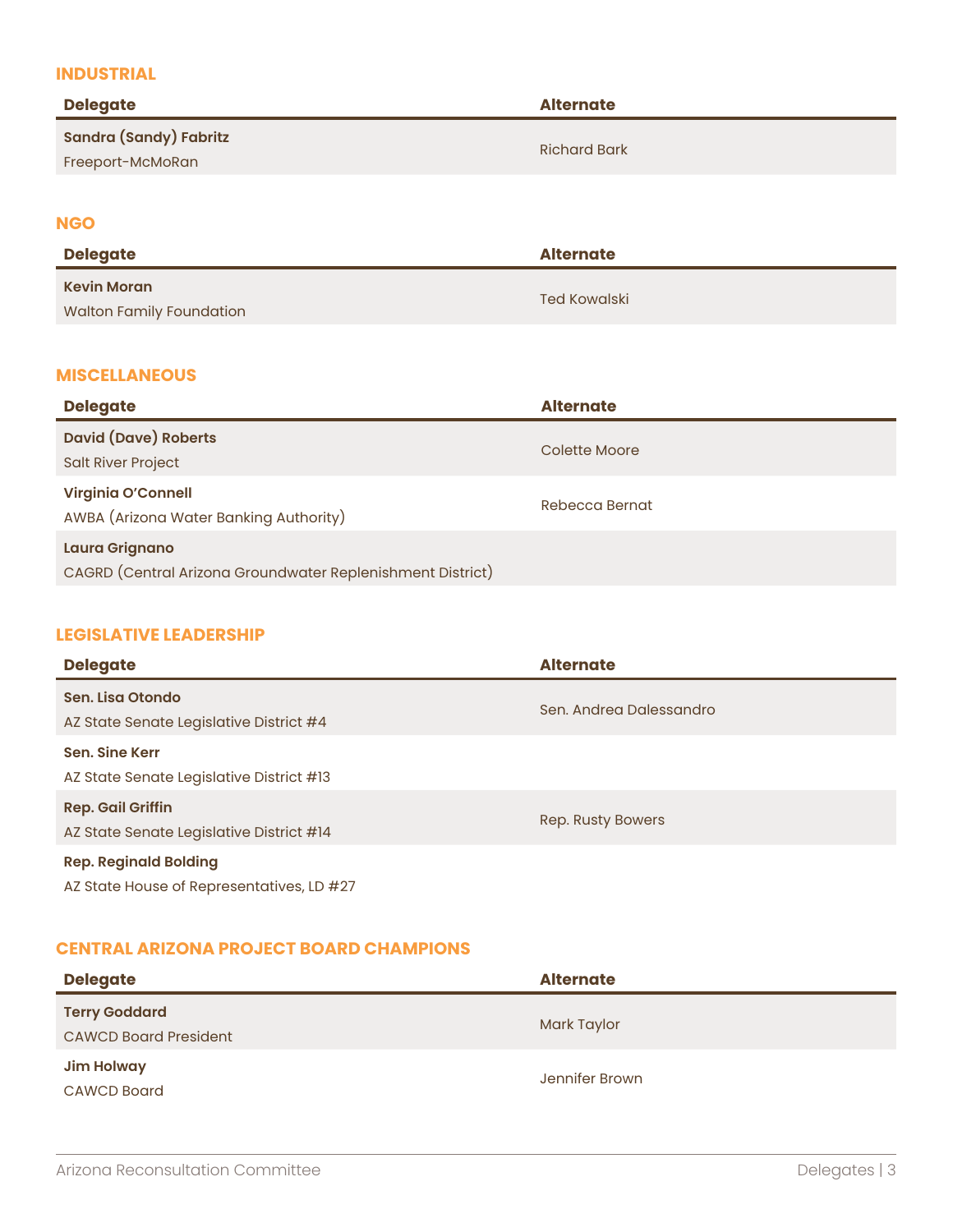## INDUSTRIAL

| Delegate | Alternate |
| --- | --- |
| **Sandra (Sandy) Fabritz**<br>Freeport-McMoRan | Richard Bark |

## NGO

| Delegate | Alternate |
| --- | --- |
| **Kevin Moran**<br>Walton Family Foundation | Ted Kowalski |

## MISCELLANEOUS

| Delegate | Alternate |
| --- | --- |
| **David (Dave) Roberts**<br>Salt River Project | Colette Moore |
| **Virginia O'Connell**<br>AWBA (Arizona Water Banking Authority) | Rebecca Bernat |
| **Laura Grignano**<br>CAGRD (Central Arizona Groundwater Replenishment District) | |

## LEGISLATIVE LEADERSHIP

| Delegate | Alternate |
| --- | --- |
| **Sen. Lisa Otondo**<br>AZ State Senate Legislative District #4 | Sen. Andrea Dalessandro |
| **Sen. Sine Kerr**<br>AZ State Senate Legislative District #13 | |
| **Rep. Gail Griffin**<br>AZ State Senate Legislative District #14 | Rep. Rusty Bowers |
| **Rep. Reginald Bolding**<br>AZ State House of Representatives, LD #27 | |

## CENTRAL ARIZONA PROJECT BOARD CHAMPIONS

| Delegate | Alternate |
| --- | --- |
| **Terry Goddard**<br>CAWCD Board President | Mark Taylor |
| **Jim Holway**<br>CAWCD Board | Jennifer Brown |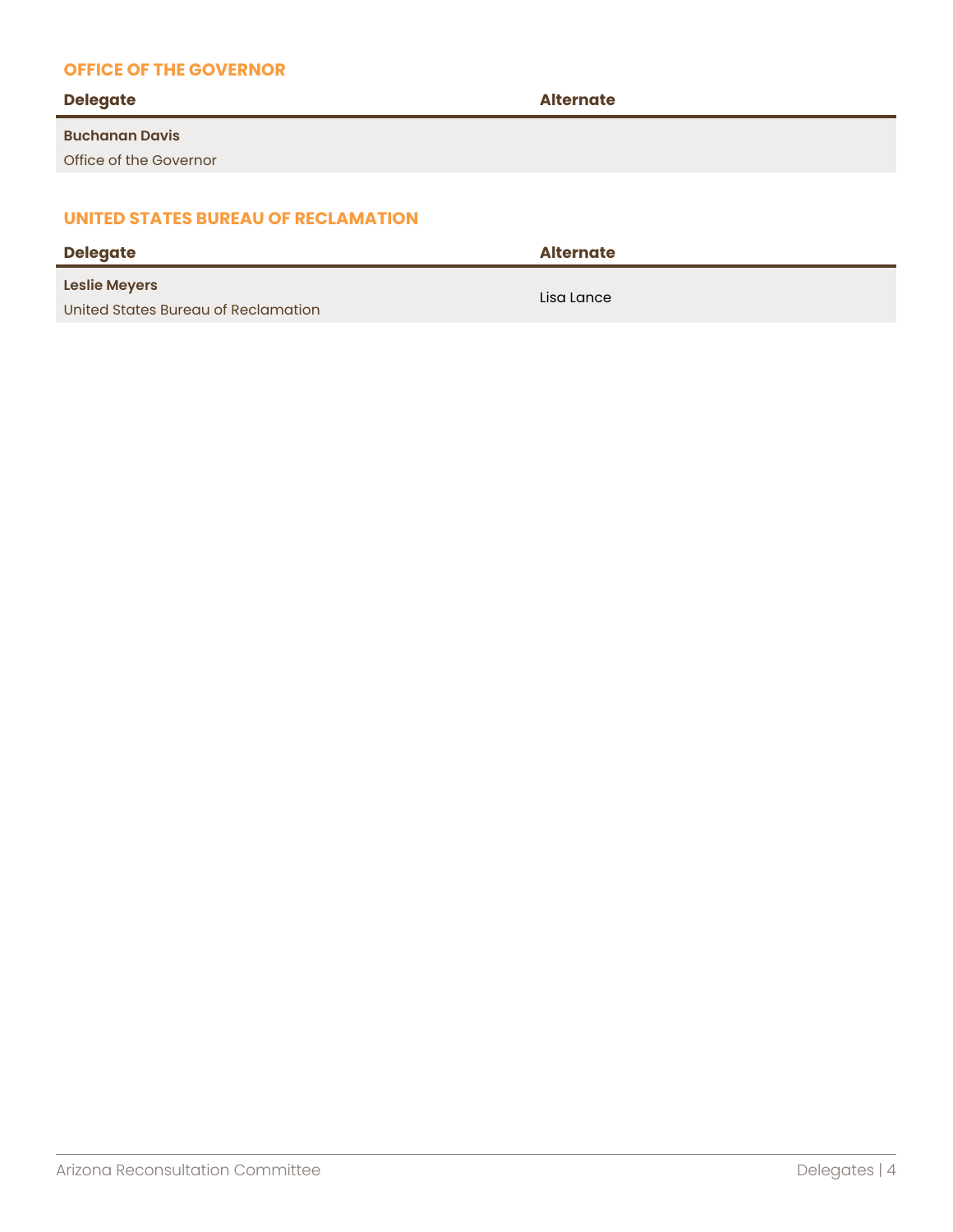## OFFICE OF THE GOVERNOR

| Delegate | Alternate |
| --- | --- |
| **Buchanan Davis**<br>Office of the Governor | |

## UNITED STATES BUREAU OF RECLAMATION

| Delegate | Alternate |
| --- | --- |
| **Leslie Meyers**<br>United States Bureau of Reclamation | Lisa Lance |